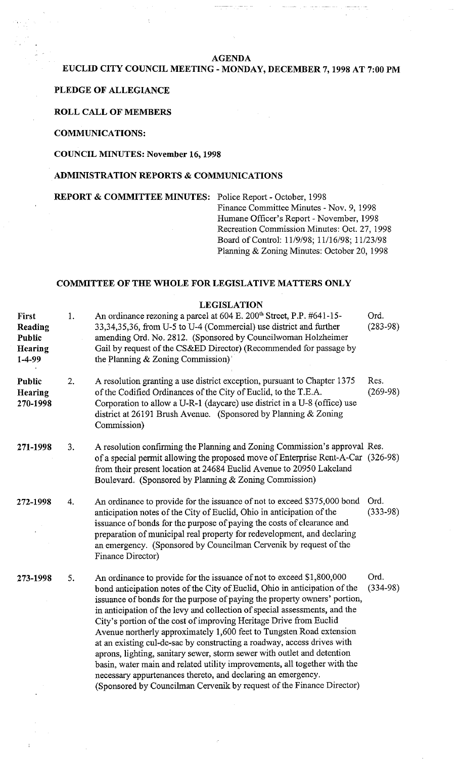# AGENDA

## EUCLID CITY COUNCIL MEETING - MONDAY, DECEMBER 7, 1998 AT 7:00 PM

**PLEDGE OF ALLEGIANCE**

**ROLL CALL OF MEMBERS**

**COMMUNICATIONS:**

**COUNCIL MINUTES: November 16, 1998**

**ADMINISTRATION REPORTS & COMMUNICATIONS**

**REPORT & COMMITTEE MINUTES:**
- Police Report - October, 1998
- Finance Committee Minutes - Nov. 9, 1998
- Humane Officer's Report - November, 1998
- Recreation Commission Minutes: Oct. 27, 1998
- Board of Control: 11/9/98; 11/16/98; 11/23/98
- Planning & Zoning Minutes: October 20, 1998

## COMMITTEE OF THE WHOLE FOR LEGISLATIVE MATTERS ONLY

### LEGISLATION

| | No. | Description | |
|---|---|---|---|
| **First Reading Public Hearing 1-4-99** | 1. | An ordinance rezoning a parcel at 604 E. 200th Street, P.P. #641-15-33,34,35,36, from U-5 to U-4 (Commercial) use district and further amending Ord. No. 2812. (Sponsored by Councilwoman Holzheimer Gail by request of the CS&ED Director) (Recommended for passage by the Planning & Zoning Commission) | Ord. (283-98) |
| **Public Hearing 270-1998** | 2. | A resolution granting a use district exception, pursuant to Chapter 1375 of the Codified Ordinances of the City of Euclid, to the T.E.A. Corporation to allow a U-R-1 (daycare) use district in a U-8 (office) use district at 26191 Brush Avenue. (Sponsored by Planning & Zoning Commission) | Res. (269-98) |
| **271-1998** | 3. | A resolution confirming the Planning and Zoning Commission's approval of a special permit allowing the proposed move of Enterprise Rent-A-Car from their present location at 24684 Euclid Avenue to 20950 Lakeland Boulevard. (Sponsored by Planning & Zoning Commission) | Res. (326-98) |
| **272-1998** | 4. | An ordinance to provide for the issuance of not to exceed $375,000 bond anticipation notes of the City of Euclid, Ohio in anticipation of the issuance of bonds for the purpose of paying the costs of clearance and preparation of municipal real property for redevelopment, and declaring an emergency. (Sponsored by Councilman Cervenik by request of the Finance Director) | Ord. (333-98) |
| **273-1998** | 5. | An ordinance to provide for the issuance of not to exceed $1,800,000 bond anticipation notes of the City of Euclid, Ohio in anticipation of the issuance of bonds for the purpose of paying the property owners' portion, in anticipation of the levy and collection of special assessments, and the City's portion of the cost of improving Heritage Drive from Euclid Avenue northerly approximately 1,600 feet to Tungsten Road extension at an existing cul-de-sac by constructing a roadway, access drives with aprons, lighting, sanitary sewer, storm sewer with outlet and detention basin, water main and related utility improvements, all together with the necessary appurtenances thereto, and declaring an emergency. (Sponsored by Councilman Cervenik by request of the Finance Director) | Ord. (334-98) |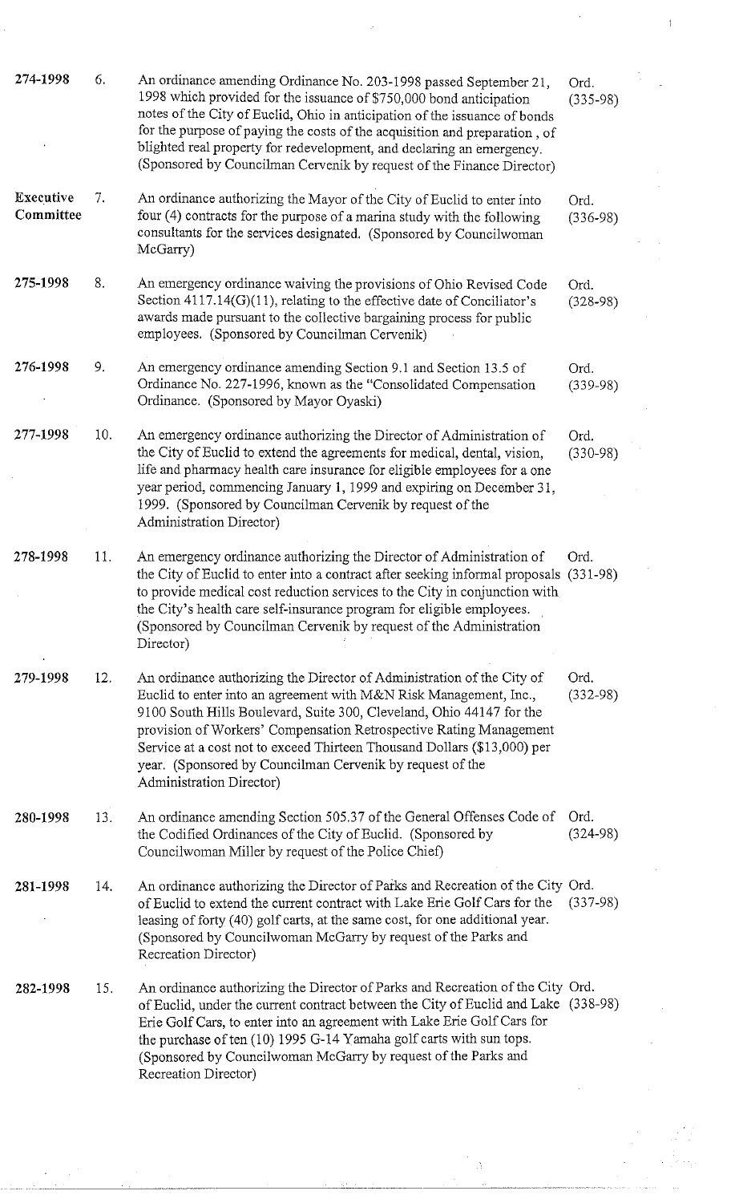| | | | |
|---|---|---|---|
| 274-1998 | 6. | An ordinance amending Ordinance No. 203-1998 passed September 21, 1998 which provided for the issuance of $750,000 bond anticipation notes of the City of Euclid, Ohio in anticipation of the issuance of bonds for the purpose of paying the costs of the acquisition and preparation , of blighted real property for redevelopment, and declaring an emergency. (Sponsored by Councilman Cervenik by request of the Finance Director) | Ord. (335-98) |
| Executive Committee | 7. | An ordinance authorizing the Mayor of the City of Euclid to enter into four (4) contracts for the purpose of a marina study with the following consultants for the services designated. (Sponsored by Councilwoman McGarry) | Ord. (336-98) |
| 275-1998 | 8. | An emergency ordinance waiving the provisions of Ohio Revised Code Section 4117.14(G)(11), relating to the effective date of Conciliator's awards made pursuant to the collective bargaining process for public employees. (Sponsored by Councilman Cervenik) | Ord. (328-98) |
| 276-1998 | 9. | An emergency ordinance amending Section 9.1 and Section 13.5 of Ordinance No. 227-1996, known as the "Consolidated Compensation Ordinance. (Sponsored by Mayor Oyaski) | Ord. (339-98) |
| 277-1998 | 10. | An emergency ordinance authorizing the Director of Administration of the City of Euclid to extend the agreements for medical, dental, vision, life and pharmacy health care insurance for eligible employees for a one year period, commencing January 1, 1999 and expiring on December 31, 1999. (Sponsored by Councilman Cervenik by request of the Administration Director) | Ord. (330-98) |
| 278-1998 | 11. | An emergency ordinance authorizing the Director of Administration of the City of Euclid to enter into a contract after seeking informal proposals to provide medical cost reduction services to the City in conjunction with the City's health care self-insurance program for eligible employees. (Sponsored by Councilman Cervenik by request of the Administration Director) | Ord. (331-98) |
| 279-1998 | 12. | An ordinance authorizing the Director of Administration of the City of Euclid to enter into an agreement with M&N Risk Management, Inc., 9100 South Hills Boulevard, Suite 300, Cleveland, Ohio 44147 for the provision of Workers' Compensation Retrospective Rating Management Service at a cost not to exceed Thirteen Thousand Dollars ($13,000) per year. (Sponsored by Councilman Cervenik by request of the Administration Director) | Ord. (332-98) |
| 280-1998 | 13. | An ordinance amending Section 505.37 of the General Offenses Code of the Codified Ordinances of the City of Euclid. (Sponsored by Councilwoman Miller by request of the Police Chief) | Ord. (324-98) |
| 281-1998 | 14. | An ordinance authorizing the Director of Parks and Recreation of the City of Euclid to extend the current contract with Lake Erie Golf Cars for the leasing of forty (40) golf carts, at the same cost, for one additional year. (Sponsored by Councilwoman McGarry by request of the Parks and Recreation Director) | Ord. (337-98) |
| 282-1998 | 15. | An ordinance authorizing the Director of Parks and Recreation of the City of Euclid, under the current contract between the City of Euclid and Lake Erie Golf Cars, to enter into an agreement with Lake Erie Golf Cars for the purchase of ten (10) 1995 G-14 Yamaha golf carts with sun tops. (Sponsored by Councilwoman McGarry by request of the Parks and Recreation Director) | Ord. (338-98) |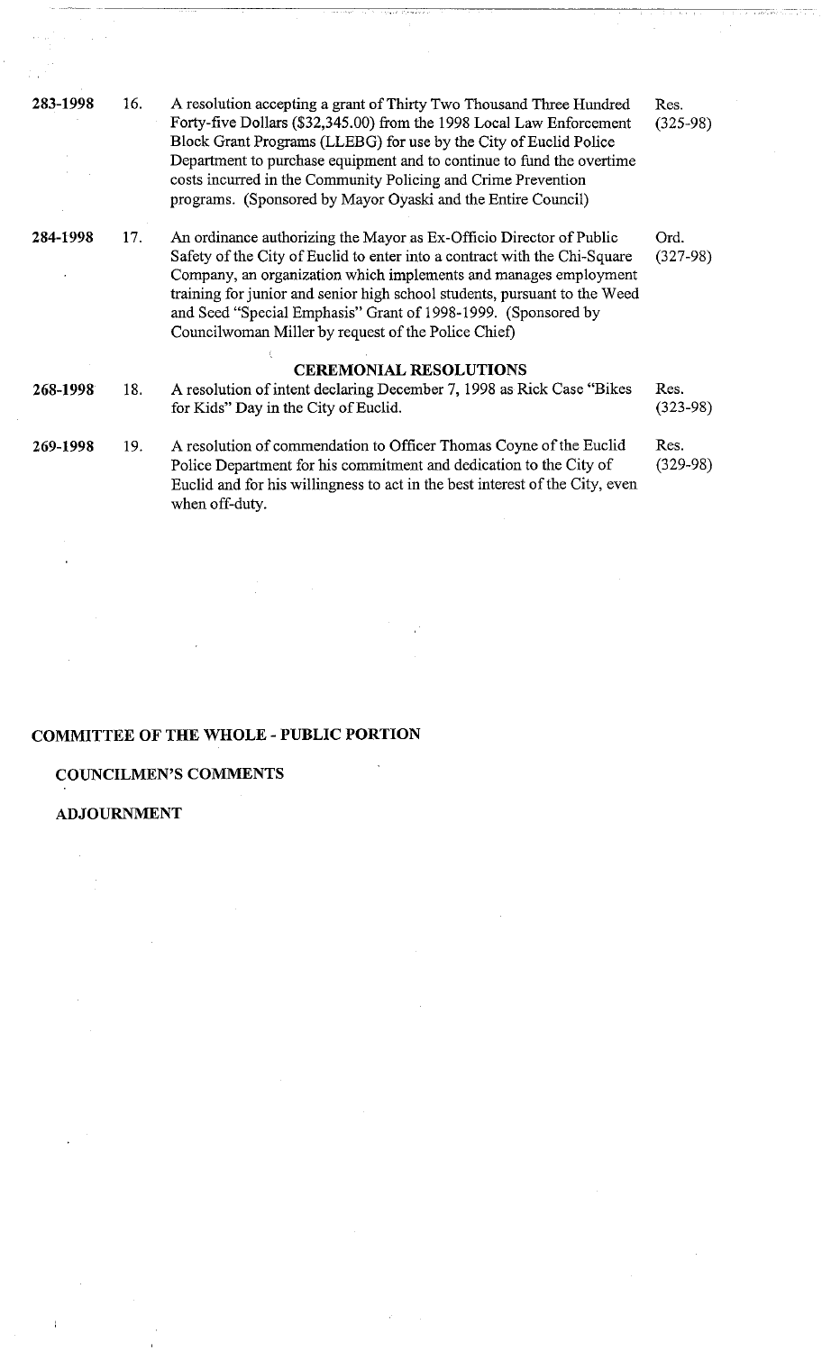| | | | |
|---|---|---|---|
| 283-1998 | 16. | A resolution accepting a grant of Thirty Two Thousand Three Hundred Forty-five Dollars ($32,345.00) from the 1998 Local Law Enforcement Block Grant Programs (LLEBG) for use by the City of Euclid Police Department to purchase equipment and to continue to fund the overtime costs incurred in the Community Policing and Crime Prevention programs. (Sponsored by Mayor Oyaski and the Entire Council) | Res. (325-98) |
| 284-1998 | 17. | An ordinance authorizing the Mayor as Ex-Officio Director of Public Safety of the City of Euclid to enter into a contract with the Chi-Square Company, an organization which implements and manages employment training for junior and senior high school students, pursuant to the Weed and Seed "Special Emphasis" Grant of 1998-1999. (Sponsored by Councilwoman Miller by request of the Police Chief) | Ord. (327-98) |

**CEREMONIAL RESOLUTIONS**

| | | | |
|---|---|---|---|
| 268-1998 | 18. | A resolution of intent declaring December 7, 1998 as Rick Case "Bikes for Kids" Day in the City of Euclid. | Res. (323-98) |
| 269-1998 | 19. | A resolution of commendation to Officer Thomas Coyne of the Euclid Police Department for his commitment and dedication to the City of Euclid and for his willingness to act in the best interest of the City, even when off-duty. | Res. (329-98) |

**COMMITTEE OF THE WHOLE - PUBLIC PORTION**

**COUNCILMEN'S COMMENTS**

**ADJOURNMENT**